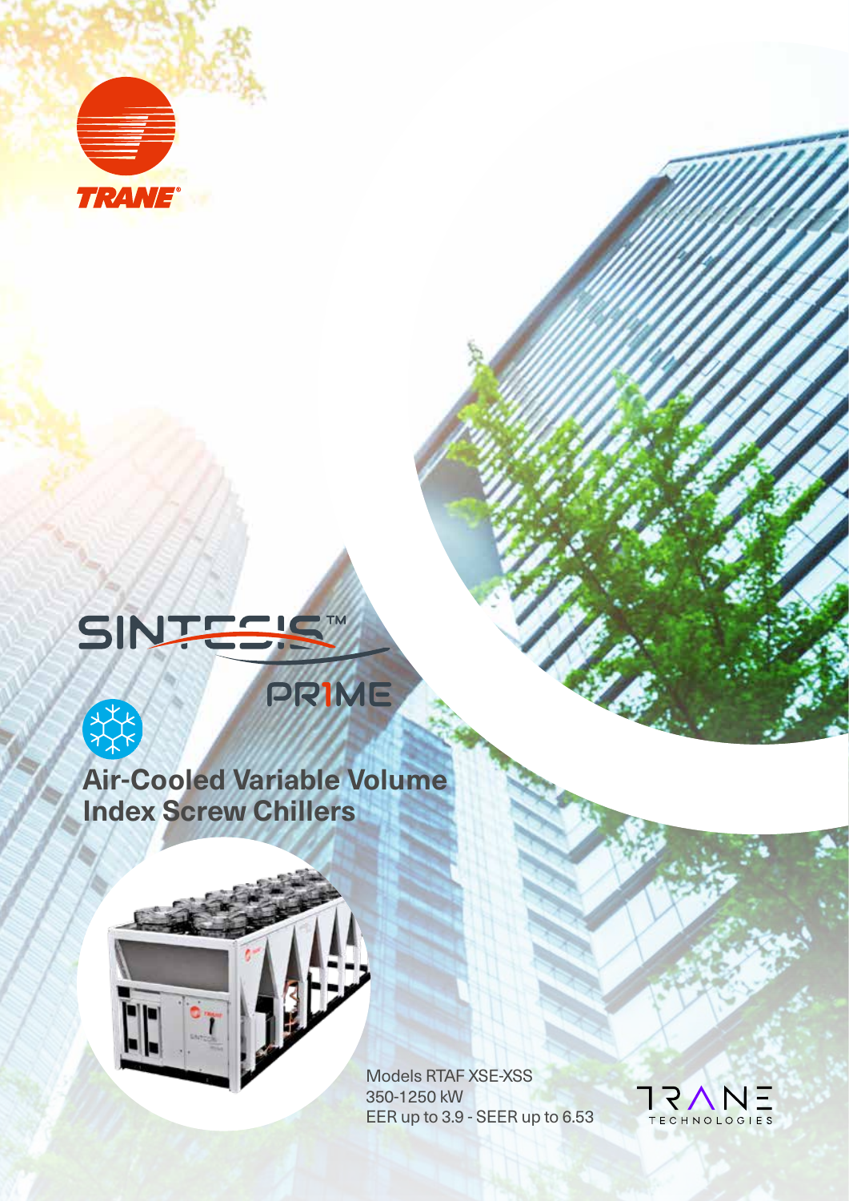TRANE

SINTESIS™

PR1ME

# Air-Cooled Variable Volume Index Screw Chillers

Models RTAF XSE-XSS
350-1250 kW
EER up to 3.9 - SEER up to 6.53

TRANE TECHNOLOGIES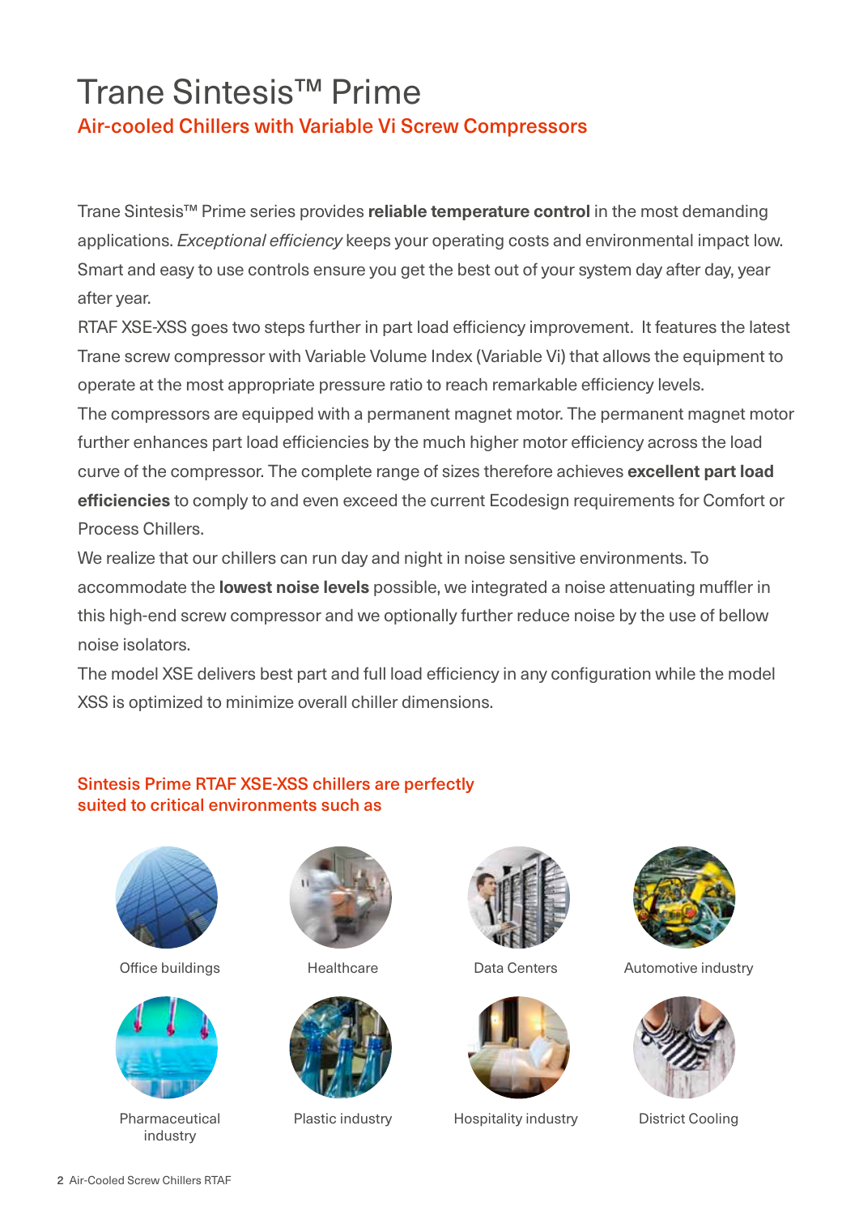# Trane Sintesis™ Prime

## Air-cooled Chillers with Variable Vi Screw Compressors

Trane Sintesis™ Prime series provides **reliable temperature control** in the most demanding applications. *Exceptional efficiency* keeps your operating costs and environmental impact low. Smart and easy to use controls ensure you get the best out of your system day after day, year after year.

RTAF XSE-XSS goes two steps further in part load efficiency improvement. It features the latest Trane screw compressor with Variable Volume Index (Variable Vi) that allows the equipment to operate at the most appropriate pressure ratio to reach remarkable efficiency levels.

The compressors are equipped with a permanent magnet motor. The permanent magnet motor further enhances part load efficiencies by the much higher motor efficiency across the load curve of the compressor. The complete range of sizes therefore achieves **excellent part load efficiencies** to comply to and even exceed the current Ecodesign requirements for Comfort or Process Chillers.

We realize that our chillers can run day and night in noise sensitive environments. To accommodate the **lowest noise levels** possible, we integrated a noise attenuating muffler in this high-end screw compressor and we optionally further reduce noise by the use of bellow noise isolators.

The model XSE delivers best part and full load efficiency in any configuration while the model XSS is optimized to minimize overall chiller dimensions.

### Sintesis Prime RTAF XSE-XSS chillers are perfectly suited to critical environments such as

- Office buildings
- Healthcare
- Data Centers
- Automotive industry
- Pharmaceutical industry
- Plastic industry
- Hospitality industry
- District Cooling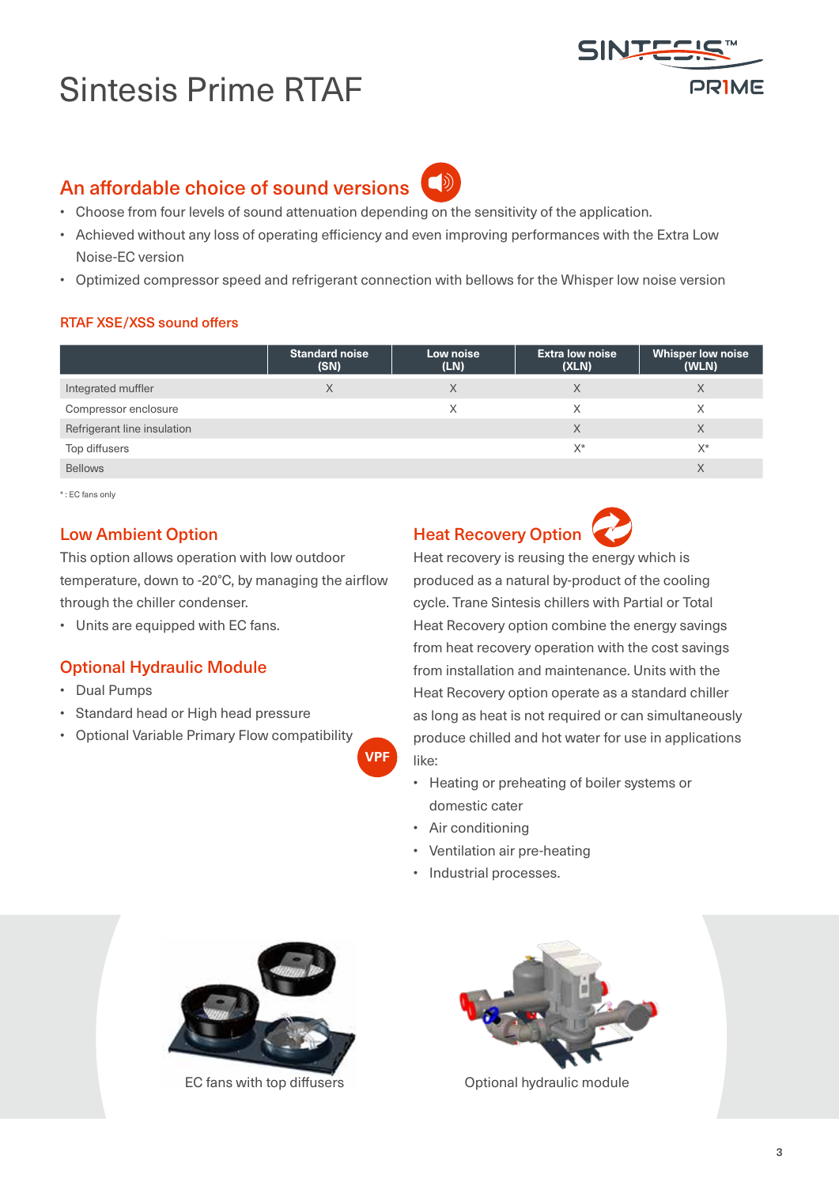# Sintesis Prime RTAF

## An affordable choice of sound versions

- Choose from four levels of sound attenuation depending on the sensitivity of the application.
- Achieved without any loss of operating efficiency and even improving performances with the Extra Low Noise-EC version
- Optimized compressor speed and refrigerant connection with bellows for the Whisper low noise version

### RTAF XSE/XSS sound offers

| | Standard noise (SN) | Low noise (LN) | Extra low noise (XLN) | Whisper low noise (WLN) |
|---|---|---|---|---|
| Integrated muffler | X | X | X | X |
| Compressor enclosure | | X | X | X |
| Refrigerant line insulation | | | X | X |
| Top diffusers | | | X* | X* |
| Bellows | | | | X |

* : EC fans only

## Low Ambient Option

This option allows operation with low outdoor temperature, down to -20°C, by managing the airflow through the chiller condenser.

- Units are equipped with EC fans.

## Optional Hydraulic Module

- Dual Pumps
- Standard head or High head pressure
- Optional Variable Primary Flow compatibility

VPF

## Heat Recovery Option

Heat recovery is reusing the energy which is produced as a natural by-product of the cooling cycle. Trane Sintesis chillers with Partial or Total Heat Recovery option combine the energy savings from heat recovery operation with the cost savings from installation and maintenance. Units with the Heat Recovery option operate as a standard chiller as long as heat is not required or can simultaneously produce chilled and hot water for use in applications like:

- Heating or preheating of boiler systems or domestic cater
- Air conditioning
- Ventilation air pre-heating
- Industrial processes.

EC fans with top diffusers

Optional hydraulic module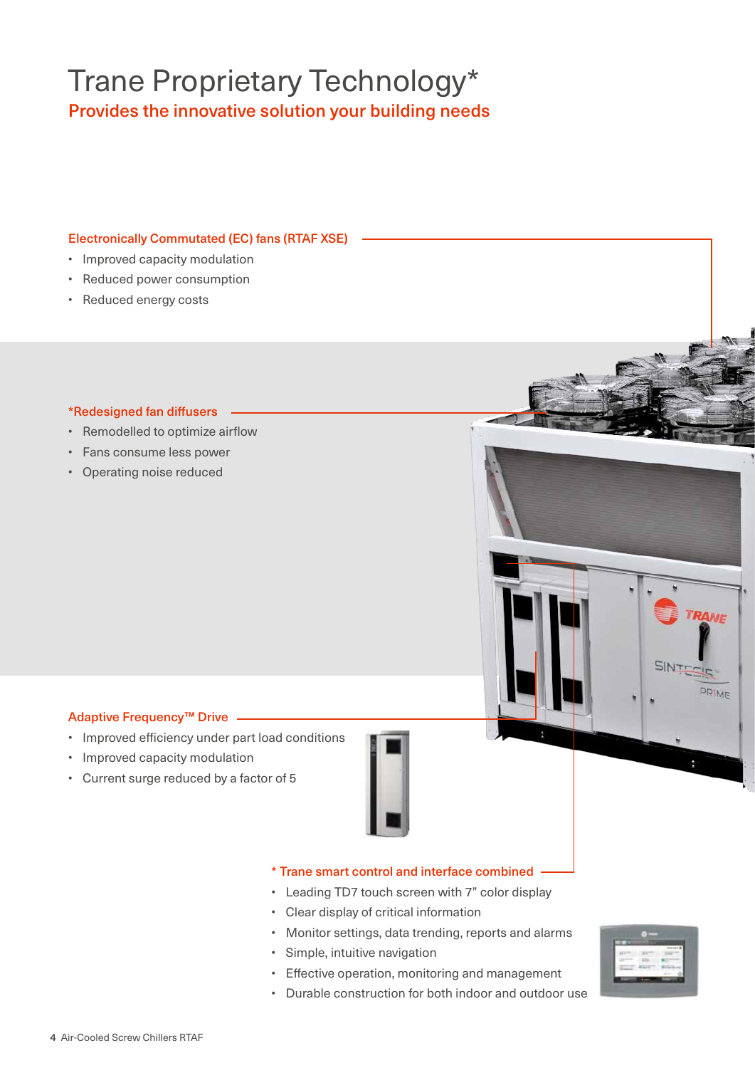# Trane Proprietary Technology*

## Provides the innovative solution your building needs

### Electronically Commutated (EC) fans (RTAF XSE)

- Improved capacity modulation
- Reduced power consumption
- Reduced energy costs

### *Redesigned fan diffusers

- Remodelled to optimize airflow
- Fans consume less power
- Operating noise reduced

### Adaptive Frequency™ Drive

- Improved efficiency under part load conditions
- Improved capacity modulation
- Current surge reduced by a factor of 5

### * Trane smart control and interface combined

- Leading TD7 touch screen with 7" color display
- Clear display of critical information
- Monitor settings, data trending, reports and alarms
- Simple, intuitive navigation
- Effective operation, monitoring and management
- Durable construction for both indoor and outdoor use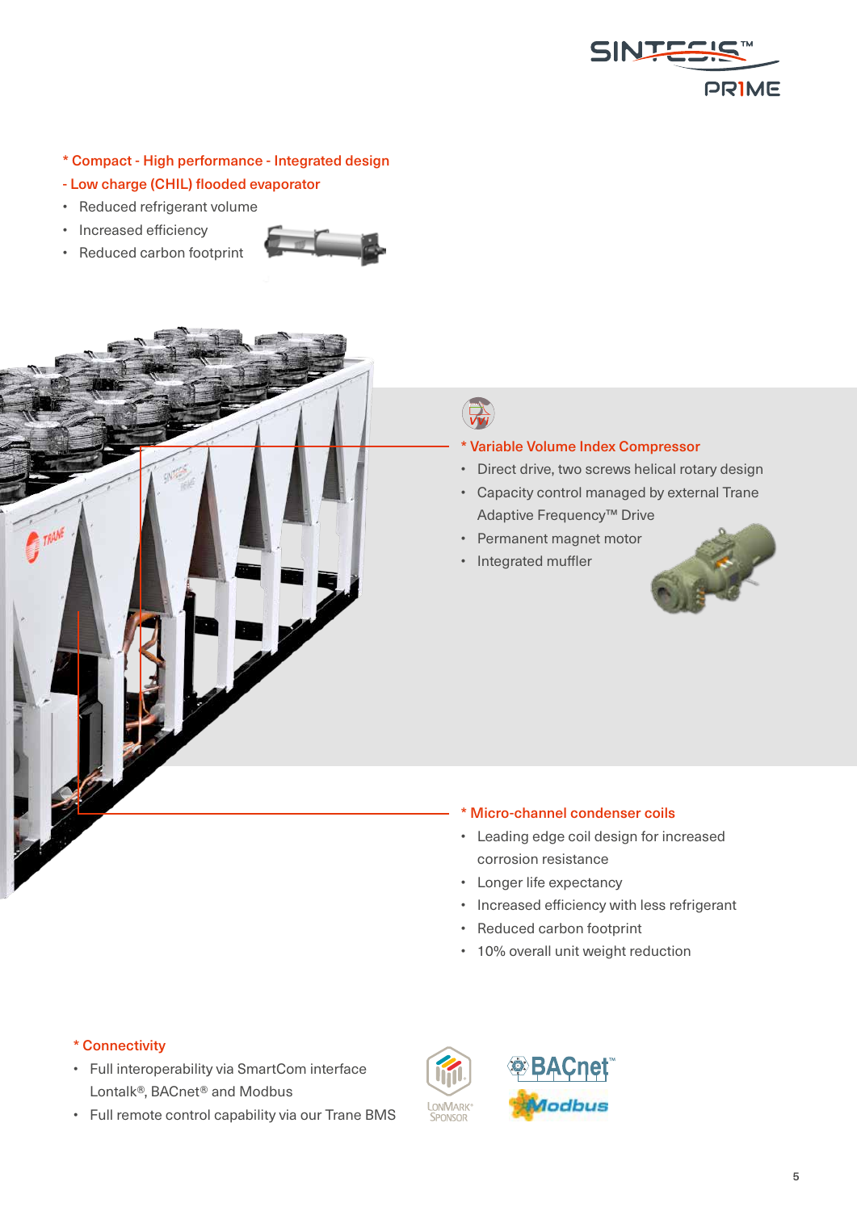**\* Compact - High performance - Integrated design**

**- Low charge (CHIL) flooded evaporator**

- Reduced refrigerant volume
- Increased efficiency
- Reduced carbon footprint

**\* Variable Volume Index Compressor**

- Direct drive, two screws helical rotary design
- Capacity control managed by external Trane Adaptive Frequency™ Drive
- Permanent magnet motor
- Integrated muffler

**\* Micro-channel condenser coils**

- Leading edge coil design for increased corrosion resistance
- Longer life expectancy
- Increased efficiency with less refrigerant
- Reduced carbon footprint
- 10% overall unit weight reduction

**\* Connectivity**

- Full interoperability via SmartCom interface Lontalk®, BACnet® and Modbus
- Full remote control capability via our Trane BMS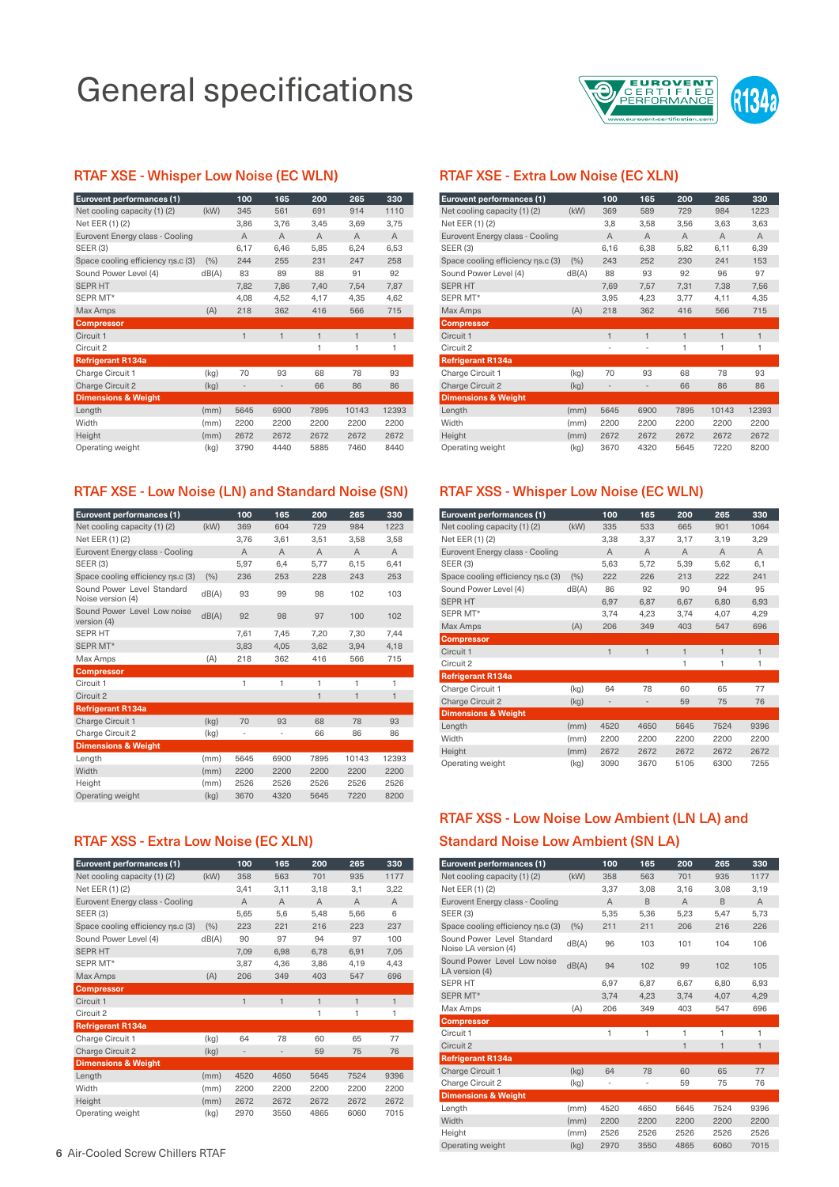# General specifications

## RTAF XSE - Whisper Low Noise (EC WLN)

| Eurovent performances (1) | | 100 | 165 | 200 | 265 | 330 |
|---|---|---|---|---|---|---|
| Net cooling capacity (1) (2) | (kW) | 345 | 561 | 691 | 914 | 1110 |
| Net EER (1) (2) | | 3,86 | 3,76 | 3,45 | 3,69 | 3,75 |
| Eurovent Energy class - Cooling | | A | A | A | A | A |
| SEER (3) | | 6,17 | 6,46 | 5,85 | 6,24 | 6,53 |
| Space cooling efficiency ηs.c (3) | (%) | 244 | 255 | 231 | 247 | 258 |
| Sound Power Level (4) | dB(A) | 83 | 89 | 88 | 91 | 92 |
| SEPR HT | | 7,82 | 7,86 | 7,40 | 7,54 | 7,87 |
| SEPR MT* | | 4,08 | 4,52 | 4,17 | 4,35 | 4,62 |
| Max Amps | (A) | 218 | 362 | 416 | 566 | 715 |
| **Compressor** | | | | | | |
| Circuit 1 | | 1 | 1 | 1 | 1 | 1 |
| Circuit 2 | | | | 1 | 1 | 1 |
| **Refrigerant R134a** | | | | | | |
| Charge Circuit 1 | (kg) | 70 | 93 | 68 | 78 | 93 |
| Charge Circuit 2 | (kg) | - | - | 66 | 86 | 86 |
| **Dimensions & Weight** | | | | | | |
| Length | (mm) | 5645 | 6900 | 7895 | 10143 | 12393 |
| Width | (mm) | 2200 | 2200 | 2200 | 2200 | 2200 |
| Height | (mm) | 2672 | 2672 | 2672 | 2672 | 2672 |
| Operating weight | (kg) | 3790 | 4440 | 5885 | 7460 | 8440 |

## RTAF XSE - Extra Low Noise (EC XLN)

| Eurovent performances (1) | | 100 | 165 | 200 | 265 | 330 |
|---|---|---|---|---|---|---|
| Net cooling capacity (1) (2) | (kW) | 369 | 589 | 729 | 984 | 1223 |
| Net EER (1) (2) | | 3,8 | 3,58 | 3,56 | 3,63 | 3,63 |
| Eurovent Energy class - Cooling | | A | A | A | A | A |
| SEER (3) | | 6,16 | 6,38 | 5,82 | 6,11 | 6,39 |
| Space cooling efficiency ηs.c (3) | (%) | 243 | 252 | 230 | 241 | 153 |
| Sound Power Level (4) | dB(A) | 88 | 93 | 92 | 96 | 97 |
| SEPR HT | | 7,69 | 7,57 | 7,31 | 7,38 | 7,56 |
| SEPR MT* | | 3,95 | 4,23 | 3,77 | 4,11 | 4,35 |
| Max Amps | (A) | 218 | 362 | 416 | 566 | 715 |
| **Compressor** | | | | | | |
| Circuit 1 | | 1 | 1 | 1 | 1 | 1 |
| Circuit 2 | | - | - | 1 | 1 | 1 |
| **Refrigerant R134a** | | | | | | |
| Charge Circuit 1 | (kg) | 70 | 93 | 68 | 78 | 93 |
| Charge Circuit 2 | (kg) | - | - | 66 | 86 | 86 |
| **Dimensions & Weight** | | | | | | |
| Length | (mm) | 5645 | 6900 | 7895 | 10143 | 12393 |
| Width | (mm) | 2200 | 2200 | 2200 | 2200 | 2200 |
| Height | (mm) | 2672 | 2672 | 2672 | 2672 | 2672 |
| Operating weight | (kg) | 3670 | 4320 | 5645 | 7220 | 8200 |

## RTAF XSE - Low Noise (LN) and Standard Noise (SN)

| Eurovent performances (1) | | 100 | 165 | 200 | 265 | 330 |
|---|---|---|---|---|---|---|
| Net cooling capacity (1) (2) | (kW) | 369 | 604 | 729 | 984 | 1223 |
| Net EER (1) (2) | | 3,76 | 3,61 | 3,51 | 3,58 | 3,58 |
| Eurovent Energy class - Cooling | | A | A | A | A | A |
| SEER (3) | | 5,97 | 6,4 | 5,77 | 6,15 | 6,41 |
| Space cooling efficiency ηs.c (3) | (%) | 236 | 253 | 228 | 243 | 253 |
| Sound Power Level Standard Noise version (4) | dB(A) | 93 | 99 | 98 | 102 | 103 |
| Sound Power Level Low noise version (4) | dB(A) | 92 | 98 | 97 | 100 | 102 |
| SEPR HT | | 7,61 | 7,45 | 7,20 | 7,30 | 7,44 |
| SEPR MT* | | 3,83 | 4,05 | 3,62 | 3,94 | 4,18 |
| Max Amps | (A) | 218 | 362 | 416 | 566 | 715 |
| **Compressor** | | | | | | |
| Circuit 1 | | 1 | 1 | 1 | 1 | 1 |
| Circuit 2 | | | | 1 | 1 | 1 |
| **Refrigerant R134a** | | | | | | |
| Charge Circuit 1 | (kg) | 70 | 93 | 68 | 78 | 93 |
| Charge Circuit 2 | (kg) | - | - | 66 | 86 | 86 |
| **Dimensions & Weight** | | | | | | |
| Length | (mm) | 5645 | 6900 | 7895 | 10143 | 12393 |
| Width | (mm) | 2200 | 2200 | 2200 | 2200 | 2200 |
| Height | (mm) | 2526 | 2526 | 2526 | 2526 | 2526 |
| Operating weight | (kg) | 3670 | 4320 | 5645 | 7220 | 8200 |

## RTAF XSS - Whisper Low Noise (EC WLN)

| Eurovent performances (1) | | 100 | 165 | 200 | 265 | 330 |
|---|---|---|---|---|---|---|
| Net cooling capacity (1) (2) | (kW) | 335 | 533 | 665 | 901 | 1064 |
| Net EER (1) (2) | | 3,38 | 3,37 | 3,17 | 3,19 | 3,29 |
| Eurovent Energy class - Cooling | | A | A | A | A | A |
| SEER (3) | | 5,63 | 5,72 | 5,39 | 5,62 | 6,1 |
| Space cooling efficiency ηs.c (3) | (%) | 222 | 226 | 213 | 222 | 241 |
| Sound Power Level (4) | dB(A) | 86 | 92 | 90 | 94 | 95 |
| SEPR HT | | 6,97 | 6,87 | 6,67 | 6,80 | 6,93 |
| SEPR MT* | | 3,74 | 4,23 | 3,74 | 4,07 | 4,29 |
| Max Amps | (A) | 206 | 349 | 403 | 547 | 696 |
| **Compressor** | | | | | | |
| Circuit 1 | | 1 | 1 | 1 | 1 | 1 |
| Circuit 2 | | | | 1 | 1 | 1 |
| **Refrigerant R134a** | | | | | | |
| Charge Circuit 1 | (kg) | 64 | 78 | 60 | 65 | 77 |
| Charge Circuit 2 | (kg) | - | - | 59 | 75 | 76 |
| **Dimensions & Weight** | | | | | | |
| Length | (mm) | 4520 | 4650 | 5645 | 7524 | 9396 |
| Width | (mm) | 2200 | 2200 | 2200 | 2200 | 2200 |
| Height | (mm) | 2672 | 2672 | 2672 | 2672 | 2672 |
| Operating weight | (kg) | 3090 | 3670 | 5105 | 6300 | 7255 |

## RTAF XSS - Extra Low Noise (EC XLN)

| Eurovent performances (1) | | 100 | 165 | 200 | 265 | 330 |
|---|---|---|---|---|---|---|
| Net cooling capacity (1) (2) | (kW) | 358 | 563 | 701 | 935 | 1177 |
| Net EER (1) (2) | | 3,41 | 3,11 | 3,18 | 3,1 | 3,22 |
| Eurovent Energy class - Cooling | | A | A | A | A | A |
| SEER (3) | | 5,65 | 5,6 | 5,48 | 5,66 | 6 |
| Space cooling efficiency ηs.c (3) | (%) | 223 | 221 | 216 | 223 | 237 |
| Sound Power Level (4) | dB(A) | 90 | 97 | 94 | 97 | 100 |
| SEPR HT | | 7,09 | 6,98 | 6,78 | 6,91 | 7,05 |
| SEPR MT* | | 3,87 | 4,36 | 3,86 | 4,19 | 4,43 |
| Max Amps | (A) | 206 | 349 | 403 | 547 | 696 |
| **Compressor** | | | | | | |
| Circuit 1 | | 1 | 1 | 1 | 1 | 1 |
| Circuit 2 | | | | 1 | 1 | 1 |
| **Refrigerant R134a** | | | | | | |
| Charge Circuit 1 | (kg) | 64 | 78 | 60 | 65 | 77 |
| Charge Circuit 2 | (kg) | - | - | 59 | 75 | 76 |
| **Dimensions & Weight** | | | | | | |
| Length | (mm) | 4520 | 4650 | 5645 | 7524 | 9396 |
| Width | (mm) | 2200 | 2200 | 2200 | 2200 | 2200 |
| Height | (mm) | 2672 | 2672 | 2672 | 2672 | 2672 |
| Operating weight | (kg) | 2970 | 3550 | 4865 | 6060 | 7015 |

## RTAF XSS - Low Noise Low Ambient (LN LA) and Standard Noise Low Ambient (SN LA)

| Eurovent performances (1) | | 100 | 165 | 200 | 265 | 330 |
|---|---|---|---|---|---|---|
| Net cooling capacity (1) (2) | (kW) | 358 | 563 | 701 | 935 | 1177 |
| Net EER (1) (2) | | 3,37 | 3,08 | 3,16 | 3,08 | 3,19 |
| Eurovent Energy class - Cooling | | A | B | A | B | A |
| SEER (3) | | 5,35 | 5,36 | 5,23 | 5,47 | 5,73 |
| Space cooling efficiency ηs.c (3) | (%) | 211 | 211 | 206 | 216 | 226 |
| Sound Power Level Standard Noise LA version (4) | dB(A) | 96 | 103 | 101 | 104 | 106 |
| Sound Power Level Low noise LA version (4) | dB(A) | 94 | 102 | 99 | 102 | 105 |
| SEPR HT | | 6,97 | 6,87 | 6,67 | 6,80 | 6,93 |
| SEPR MT* | | 3,74 | 4,23 | 3,74 | 4,07 | 4,29 |
| Max Amps | (A) | 206 | 349 | 403 | 547 | 696 |
| **Compressor** | | | | | | |
| Circuit 1 | | 1 | 1 | 1 | 1 | 1 |
| Circuit 2 | | | | 1 | 1 | 1 |
| **Refrigerant R134a** | | | | | | |
| Charge Circuit 1 | (kg) | 64 | 78 | 60 | 65 | 77 |
| Charge Circuit 2 | (kg) | - | - | 59 | 75 | 76 |
| **Dimensions & Weight** | | | | | | |
| Length | (mm) | 4520 | 4650 | 5645 | 7524 | 9396 |
| Width | (mm) | 2200 | 2200 | 2200 | 2200 | 2200 |
| Height | (mm) | 2526 | 2526 | 2526 | 2526 | 2526 |
| Operating weight | (kg) | 2970 | 3550 | 4865 | 6060 | 7015 |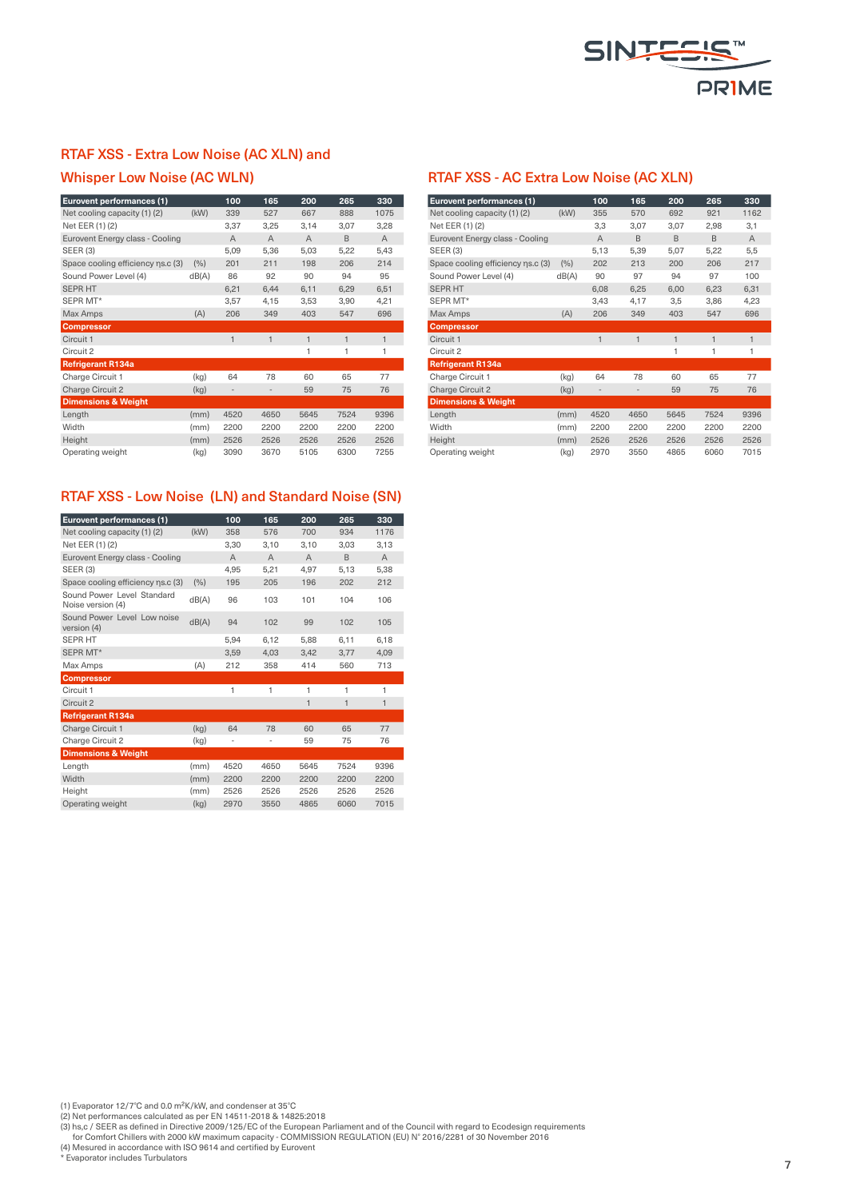## RTAF XSS - Extra Low Noise (AC XLN) and Whisper Low Noise (AC WLN)

| Eurovent performances (1) | | 100 | 165 | 200 | 265 | 330 |
|---|---|---|---|---|---|---|
| Net cooling capacity (1) (2) | (kW) | 339 | 527 | 667 | 888 | 1075 |
| Net EER (1) (2) | | 3,37 | 3,25 | 3,14 | 3,07 | 3,28 |
| Eurovent Energy class - Cooling | | A | A | A | B | A |
| SEER (3) | | 5,09 | 5,36 | 5,03 | 5,22 | 5,43 |
| Space cooling efficiency ηs.c (3) | (%) | 201 | 211 | 198 | 206 | 214 |
| Sound Power Level (4) | dB(A) | 86 | 92 | 90 | 94 | 95 |
| SEPR HT | | 6,21 | 6,44 | 6,11 | 6,29 | 6,51 |
| SEPR MT* | | 3,57 | 4,15 | 3,53 | 3,90 | 4,21 |
| Max Amps | (A) | 206 | 349 | 403 | 547 | 696 |
| **Compressor** | | | | | | |
| Circuit 1 | | 1 | 1 | 1 | 1 | 1 |
| Circuit 2 | | | | 1 | 1 | 1 |
| **Refrigerant R134a** | | | | | | |
| Charge Circuit 1 | (kg) | 64 | 78 | 60 | 65 | 77 |
| Charge Circuit 2 | (kg) | - | - | 59 | 75 | 76 |
| **Dimensions & Weight** | | | | | | |
| Length | (mm) | 4520 | 4650 | 5645 | 7524 | 9396 |
| Width | (mm) | 2200 | 2200 | 2200 | 2200 | 2200 |
| Height | (mm) | 2526 | 2526 | 2526 | 2526 | 2526 |
| Operating weight | (kg) | 3090 | 3670 | 5105 | 6300 | 7255 |

## RTAF XSS - AC Extra Low Noise (AC XLN)

| Eurovent performances (1) | | 100 | 165 | 200 | 265 | 330 |
|---|---|---|---|---|---|---|
| Net cooling capacity (1) (2) | (kW) | 355 | 570 | 692 | 921 | 1162 |
| Net EER (1) (2) | | 3,3 | 3,07 | 3,07 | 2,98 | 3,1 |
| Eurovent Energy class - Cooling | | A | B | B | B | A |
| SEER (3) | | 5,13 | 5,39 | 5,07 | 5,22 | 5,5 |
| Space cooling efficiency ηs.c (3) | (%) | 202 | 213 | 200 | 206 | 217 |
| Sound Power Level (4) | dB(A) | 90 | 97 | 94 | 97 | 100 |
| SEPR HT | | 6,08 | 6,25 | 6,00 | 6,23 | 6,31 |
| SEPR MT* | | 3,43 | 4,17 | 3,5 | 3,86 | 4,23 |
| Max Amps | (A) | 206 | 349 | 403 | 547 | 696 |
| **Compressor** | | | | | | |
| Circuit 1 | | 1 | 1 | 1 | 1 | 1 |
| Circuit 2 | | | | 1 | 1 | 1 |
| **Refrigerant R134a** | | | | | | |
| Charge Circuit 1 | (kg) | 64 | 78 | 60 | 65 | 77 |
| Charge Circuit 2 | (kg) | - | - | 59 | 75 | 76 |
| **Dimensions & Weight** | | | | | | |
| Length | (mm) | 4520 | 4650 | 5645 | 7524 | 9396 |
| Width | (mm) | 2200 | 2200 | 2200 | 2200 | 2200 |
| Height | (mm) | 2526 | 2526 | 2526 | 2526 | 2526 |
| Operating weight | (kg) | 2970 | 3550 | 4865 | 6060 | 7015 |

## RTAF XSS - Low Noise (LN) and Standard Noise (SN)

| Eurovent performances (1) | | 100 | 165 | 200 | 265 | 330 |
|---|---|---|---|---|---|---|
| Net cooling capacity (1) (2) | (kW) | 358 | 576 | 700 | 934 | 1176 |
| Net EER (1) (2) | | 3,30 | 3,10 | 3,10 | 3,03 | 3,13 |
| Eurovent Energy class - Cooling | | A | A | A | B | A |
| SEER (3) | | 4,95 | 5,21 | 4,97 | 5,13 | 5,38 |
| Space cooling efficiency ηs.c (3) | (%) | 195 | 205 | 196 | 202 | 212 |
| Sound Power Level Standard Noise version (4) | dB(A) | 96 | 103 | 101 | 104 | 106 |
| Sound Power Level Low noise version (4) | dB(A) | 94 | 102 | 99 | 102 | 105 |
| SEPR HT | | 5,94 | 6,12 | 5,88 | 6,11 | 6,18 |
| SEPR MT* | | 3,59 | 4,03 | 3,42 | 3,77 | 4,09 |
| Max Amps | (A) | 212 | 358 | 414 | 560 | 713 |
| **Compressor** | | | | | | |
| Circuit 1 | | 1 | 1 | 1 | 1 | 1 |
| Circuit 2 | | | | 1 | 1 | 1 |
| **Refrigerant R134a** | | | | | | |
| Charge Circuit 1 | (kg) | 64 | 78 | 60 | 65 | 77 |
| Charge Circuit 2 | (kg) | - | - | 59 | 75 | 76 |
| **Dimensions & Weight** | | | | | | |
| Length | (mm) | 4520 | 4650 | 5645 | 7524 | 9396 |
| Width | (mm) | 2200 | 2200 | 2200 | 2200 | 2200 |
| Height | (mm) | 2526 | 2526 | 2526 | 2526 | 2526 |
| Operating weight | (kg) | 2970 | 3550 | 4865 | 6060 | 7015 |

(1) Evaporator 12/7°C and 0.0 m²K/kW, and condenser at 35°C
(2) Net performances calculated as per EN 14511-2018 & 14825:2018
(3) hs,c / SEER as defined in Directive 2009/125/EC of the European Parliament and of the Council with regard to Ecodesign requirements for Comfort Chillers with 2000 kW maximum capacity - COMMISSION REGULATION (EU) N° 2016/2281 of 30 November 2016
(4) Mesured in accordance with ISO 9614 and certified by Eurovent
* Evaporator includes Turbulators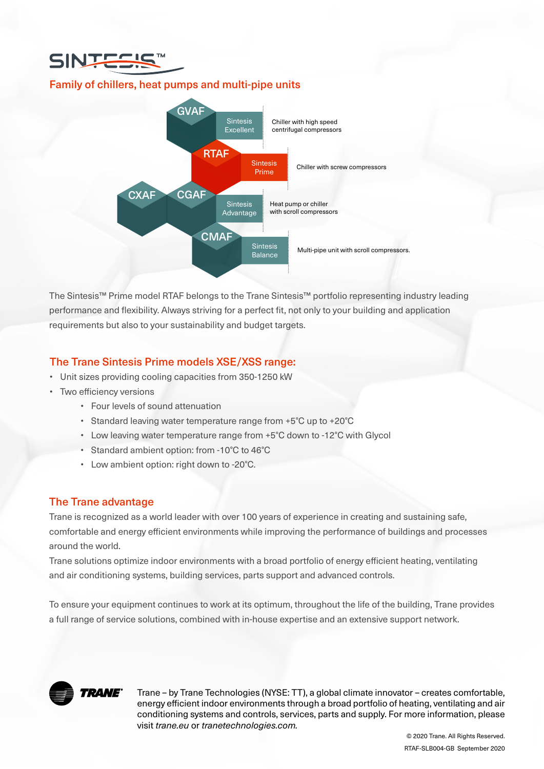SINTESIS™

## Family of chillers, heat pumps and multi-pipe units

GVAF
Sintesis Excellent
Chiller with high speed centrifugal compressors

RTAF
Sintesis Prime
Chiller with screw compressors

CXAF
CGAF
Sintesis Advantage
Heat pump or chiller with scroll compressors

CMAF
Sintesis Balance
Multi-pipe unit with scroll compressors.

The Sintesis™ Prime model RTAF belongs to the Trane Sintesis™ portfolio representing industry leading performance and flexibility. Always striving for a perfect fit, not only to your building and application requirements but also to your sustainability and budget targets.

## The Trane Sintesis Prime models XSE/XSS range:

- Unit sizes providing cooling capacities from 350-1250 kW
- Two efficiency versions
  - Four levels of sound attenuation
  - Standard leaving water temperature range from +5°C up to +20°C
  - Low leaving water temperature range from +5°C down to -12°C with Glycol
  - Standard ambient option: from -10°C to 46°C
  - Low ambient option: right down to -20°C.

## The Trane advantage

Trane is recognized as a world leader with over 100 years of experience in creating and sustaining safe, comfortable and energy efficient environments while improving the performance of buildings and processes around the world.
Trane solutions optimize indoor environments with a broad portfolio of energy efficient heating, ventilating and air conditioning systems, building services, parts support and advanced controls.

To ensure your equipment continues to work at its optimum, throughout the life of the building, Trane provides a full range of service solutions, combined with in-house expertise and an extensive support network.

TRANE

Trane – by Trane Technologies (NYSE: TT), a global climate innovator – creates comfortable, energy efficient indoor environments through a broad portfolio of heating, ventilating and air conditioning systems and controls, services, parts and supply. For more information, please visit *trane.eu* or *tranetechnologies.com.*

© 2020 Trane. All Rights Reserved.
RTAF-SLB004-GB September 2020